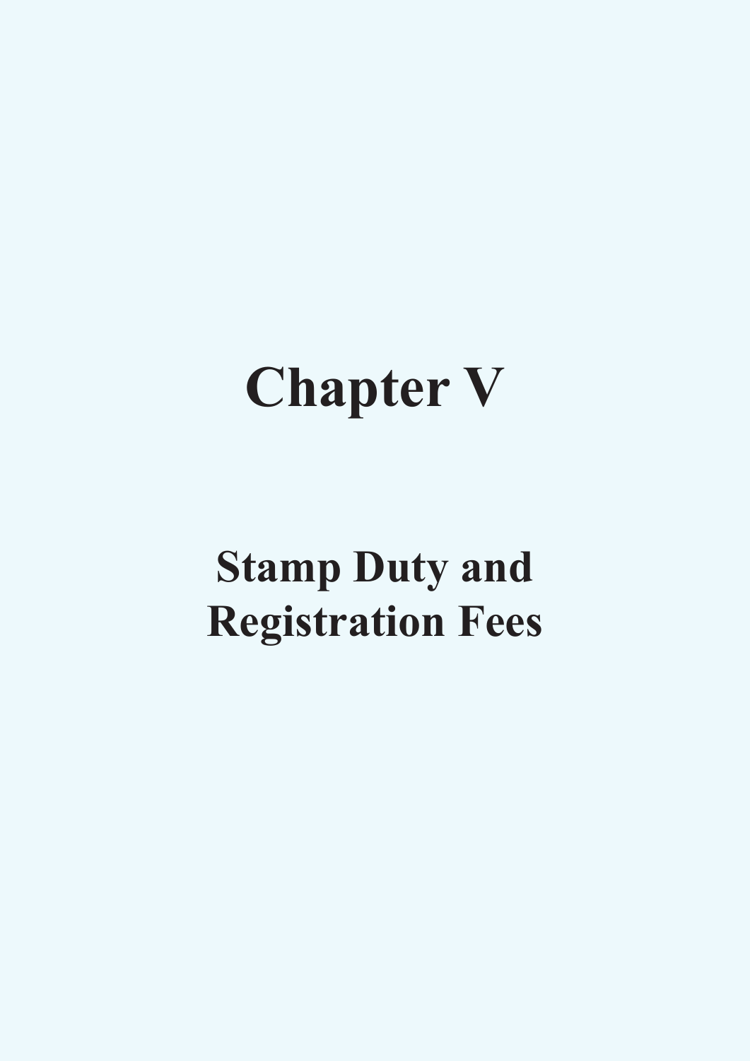# Chapter V

## Stamp Duty and Registration Fees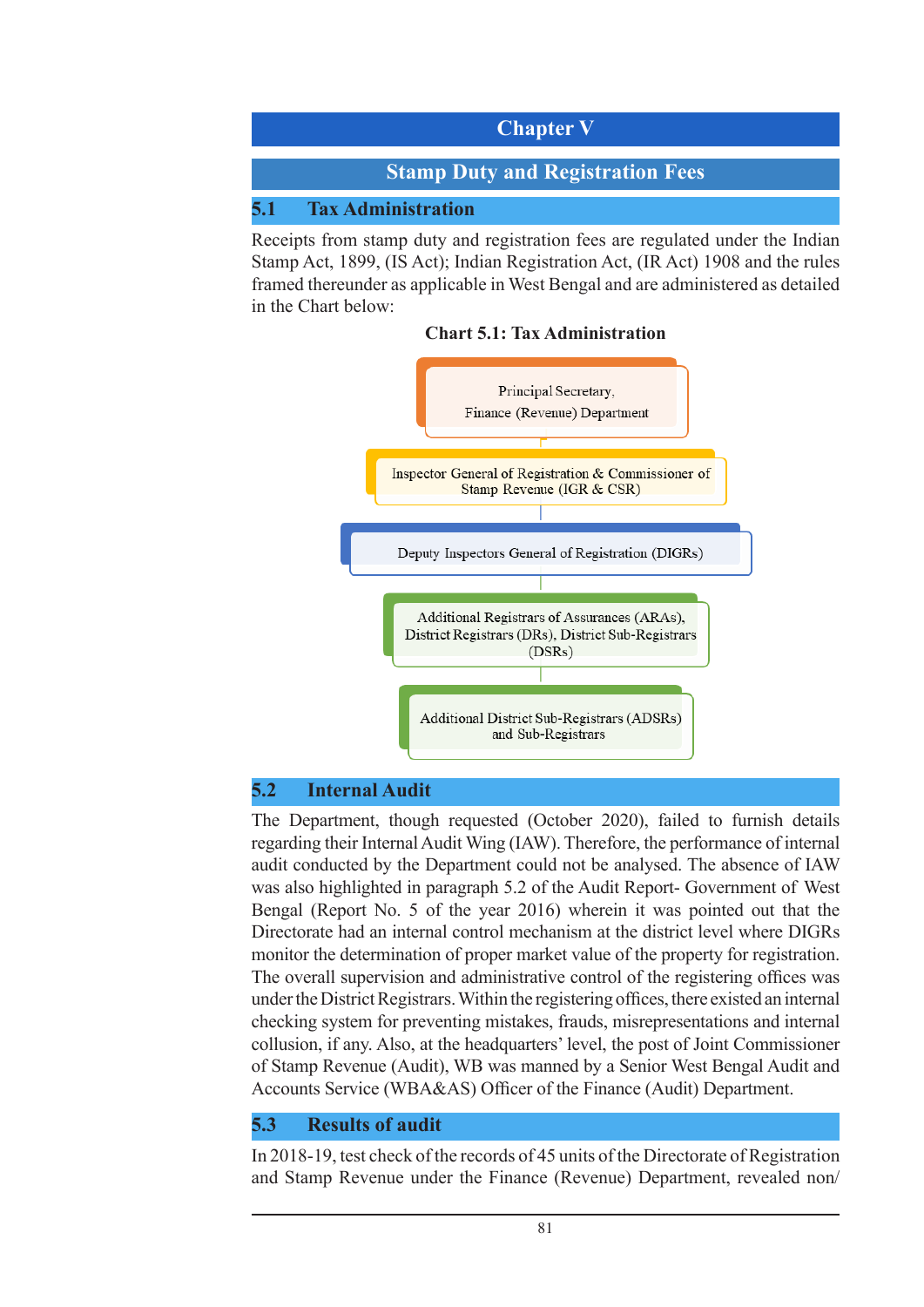# Chapter V

## Stamp Duty and Registration Fees

### 5.1 Tax Administration

Receipts from stamp duty and registration fees are regulated under the Indian Stamp Act, 1899, (IS Act); Indian Registration Act, (IR Act) 1908 and the rules framed thereunder as applicable in West Bengal and are administered as detailed in the Chart below:

**Chart 5.1: Tax Administration**

Principal Secretary, Finance (Revenue) Department

↓

Inspector General of Registration & Commissioner of Stamp Revenue (IGR & CSR)

↓

Deputy Inspectors General of Registration (DIGRs)

↓

Additional Registrars of Assurances (ARAs), District Registrars (DRs), District Sub-Registrars (DSRs)

↓

Additional District Sub-Registrars (ADSRs) and Sub-Registrars

### 5.2 Internal Audit

The Department, though requested (October 2020), failed to furnish details regarding their Internal Audit Wing (IAW). Therefore, the performance of internal audit conducted by the Department could not be analysed. The absence of IAW was also highlighted in paragraph 5.2 of the Audit Report- Government of West Bengal (Report No. 5 of the year 2016) wherein it was pointed out that the Directorate had an internal control mechanism at the district level where DIGRs monitor the determination of proper market value of the property for registration. The overall supervision and administrative control of the registering offices was under the District Registrars. Within the registering offices, there existed an internal checking system for preventing mistakes, frauds, misrepresentations and internal collusion, if any. Also, at the headquarters' level, the post of Joint Commissioner of Stamp Revenue (Audit), WB was manned by a Senior West Bengal Audit and Accounts Service (WBA&AS) Officer of the Finance (Audit) Department.

### 5.3 Results of audit

In 2018-19, test check of the records of 45 units of the Directorate of Registration and Stamp Revenue under the Finance (Revenue) Department, revealed non/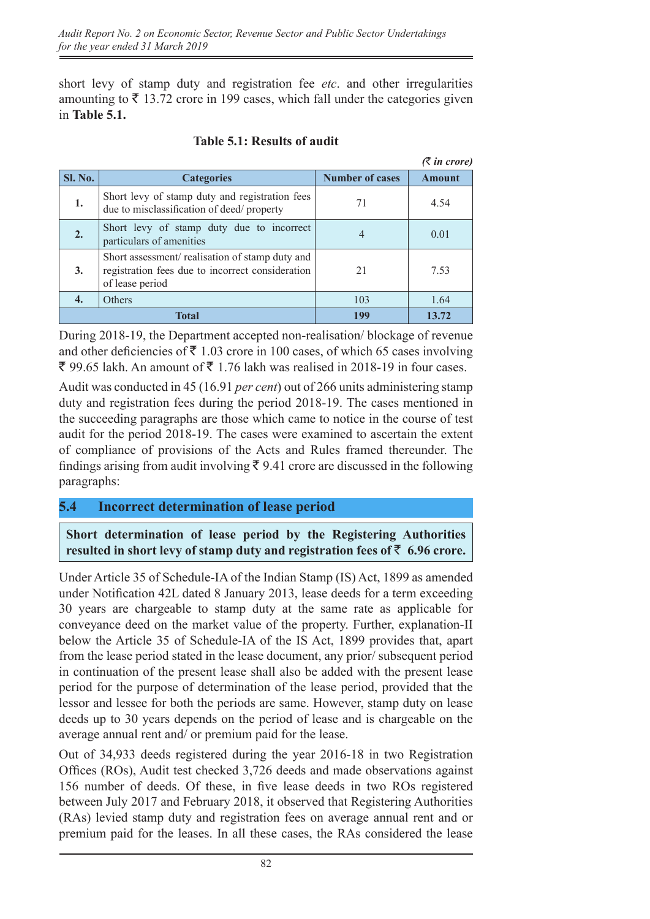short levy of stamp duty and registration fee *etc*. and other irregularities amounting to ₹ 13.72 crore in 199 cases, which fall under the categories given in **Table 5.1.**

**Table 5.1: Results of audit**

*(₹ in crore)*

| Sl. No. | Categories | Number of cases | Amount |
|---|---|---|---|
| **1.** | Short levy of stamp duty and registration fees due to misclassification of deed/ property | 71 | 4.54 |
| **2.** | Short levy of stamp duty due to incorrect particulars of amenities | 4 | 0.01 |
| **3.** | Short assessment/ realisation of stamp duty and registration fees due to incorrect consideration of lease period | 21 | 7.53 |
| **4.** | Others | 103 | 1.64 |
| **Total** | | **199** | **13.72** |

During 2018-19, the Department accepted non-realisation/ blockage of revenue and other deficiencies of ₹ 1.03 crore in 100 cases, of which 65 cases involving ₹ 99.65 lakh. An amount of ₹ 1.76 lakh was realised in 2018-19 in four cases.

Audit was conducted in 45 (16.91 *per cent*) out of 266 units administering stamp duty and registration fees during the period 2018-19. The cases mentioned in the succeeding paragraphs are those which came to notice in the course of test audit for the period 2018-19. The cases were examined to ascertain the extent of compliance of provisions of the Acts and Rules framed thereunder. The findings arising from audit involving ₹ 9.41 crore are discussed in the following paragraphs:

## 5.4 Incorrect determination of lease period

**Short determination of lease period by the Registering Authorities resulted in short levy of stamp duty and registration fees of ₹ 6.96 crore.**

Under Article 35 of Schedule-IA of the Indian Stamp (IS) Act, 1899 as amended under Notification 42L dated 8 January 2013, lease deeds for a term exceeding 30 years are chargeable to stamp duty at the same rate as applicable for conveyance deed on the market value of the property. Further, explanation-II below the Article 35 of Schedule-IA of the IS Act, 1899 provides that, apart from the lease period stated in the lease document, any prior/ subsequent period in continuation of the present lease shall also be added with the present lease period for the purpose of determination of the lease period, provided that the lessor and lessee for both the periods are same. However, stamp duty on lease deeds up to 30 years depends on the period of lease and is chargeable on the average annual rent and/ or premium paid for the lease.

Out of 34,933 deeds registered during the year 2016-18 in two Registration Offices (ROs), Audit test checked 3,726 deeds and made observations against 156 number of deeds. Of these, in five lease deeds in two ROs registered between July 2017 and February 2018, it observed that Registering Authorities (RAs) levied stamp duty and registration fees on average annual rent and or premium paid for the leases. In all these cases, the RAs considered the lease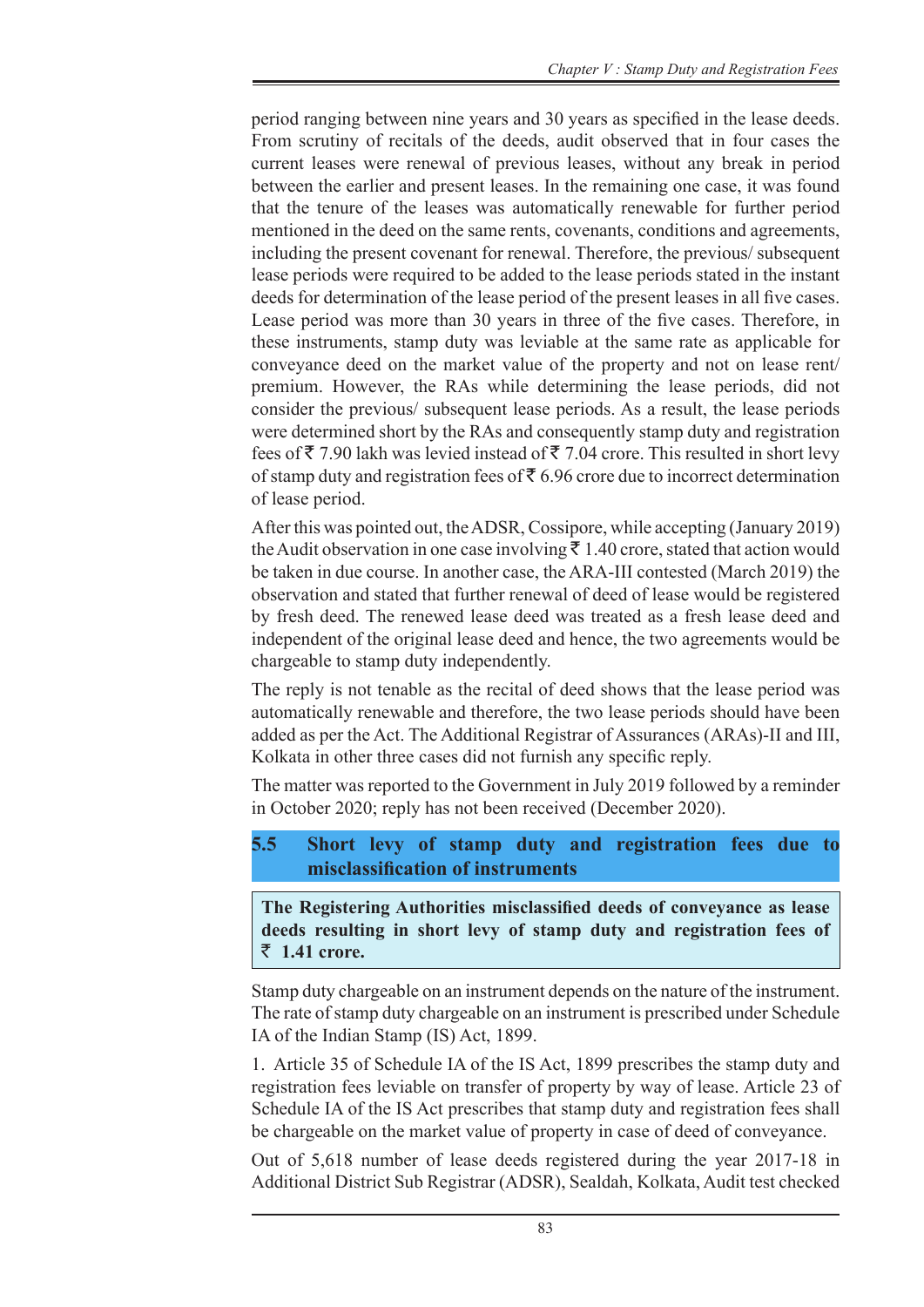period ranging between nine years and 30 years as specified in the lease deeds. From scrutiny of recitals of the deeds, audit observed that in four cases the current leases were renewal of previous leases, without any break in period between the earlier and present leases. In the remaining one case, it was found that the tenure of the leases was automatically renewable for further period mentioned in the deed on the same rents, covenants, conditions and agreements, including the present covenant for renewal. Therefore, the previous/ subsequent lease periods were required to be added to the lease periods stated in the instant deeds for determination of the lease period of the present leases in all five cases. Lease period was more than 30 years in three of the five cases. Therefore, in these instruments, stamp duty was leviable at the same rate as applicable for conveyance deed on the market value of the property and not on lease rent/ premium. However, the RAs while determining the lease periods, did not consider the previous/ subsequent lease periods. As a result, the lease periods were determined short by the RAs and consequently stamp duty and registration fees of ₹ 7.90 lakh was levied instead of ₹ 7.04 crore. This resulted in short levy of stamp duty and registration fees of ₹ 6.96 crore due to incorrect determination of lease period.

After this was pointed out, the ADSR, Cossipore, while accepting (January 2019) the Audit observation in one case involving ₹ 1.40 crore, stated that action would be taken in due course. In another case, the ARA-III contested (March 2019) the observation and stated that further renewal of deed of lease would be registered by fresh deed. The renewed lease deed was treated as a fresh lease deed and independent of the original lease deed and hence, the two agreements would be chargeable to stamp duty independently.

The reply is not tenable as the recital of deed shows that the lease period was automatically renewable and therefore, the two lease periods should have been added as per the Act. The Additional Registrar of Assurances (ARAs)-II and III, Kolkata in other three cases did not furnish any specific reply.

The matter was reported to the Government in July 2019 followed by a reminder in October 2020; reply has not been received (December 2020).

## 5.5 Short levy of stamp duty and registration fees due to misclassification of instruments

**The Registering Authorities misclassified deeds of conveyance as lease deeds resulting in short levy of stamp duty and registration fees of ₹ 1.41 crore.**

Stamp duty chargeable on an instrument depends on the nature of the instrument. The rate of stamp duty chargeable on an instrument is prescribed under Schedule IA of the Indian Stamp (IS) Act, 1899.

1. Article 35 of Schedule IA of the IS Act, 1899 prescribes the stamp duty and registration fees leviable on transfer of property by way of lease. Article 23 of Schedule IA of the IS Act prescribes that stamp duty and registration fees shall be chargeable on the market value of property in case of deed of conveyance.

Out of 5,618 number of lease deeds registered during the year 2017-18 in Additional District Sub Registrar (ADSR), Sealdah, Kolkata, Audit test checked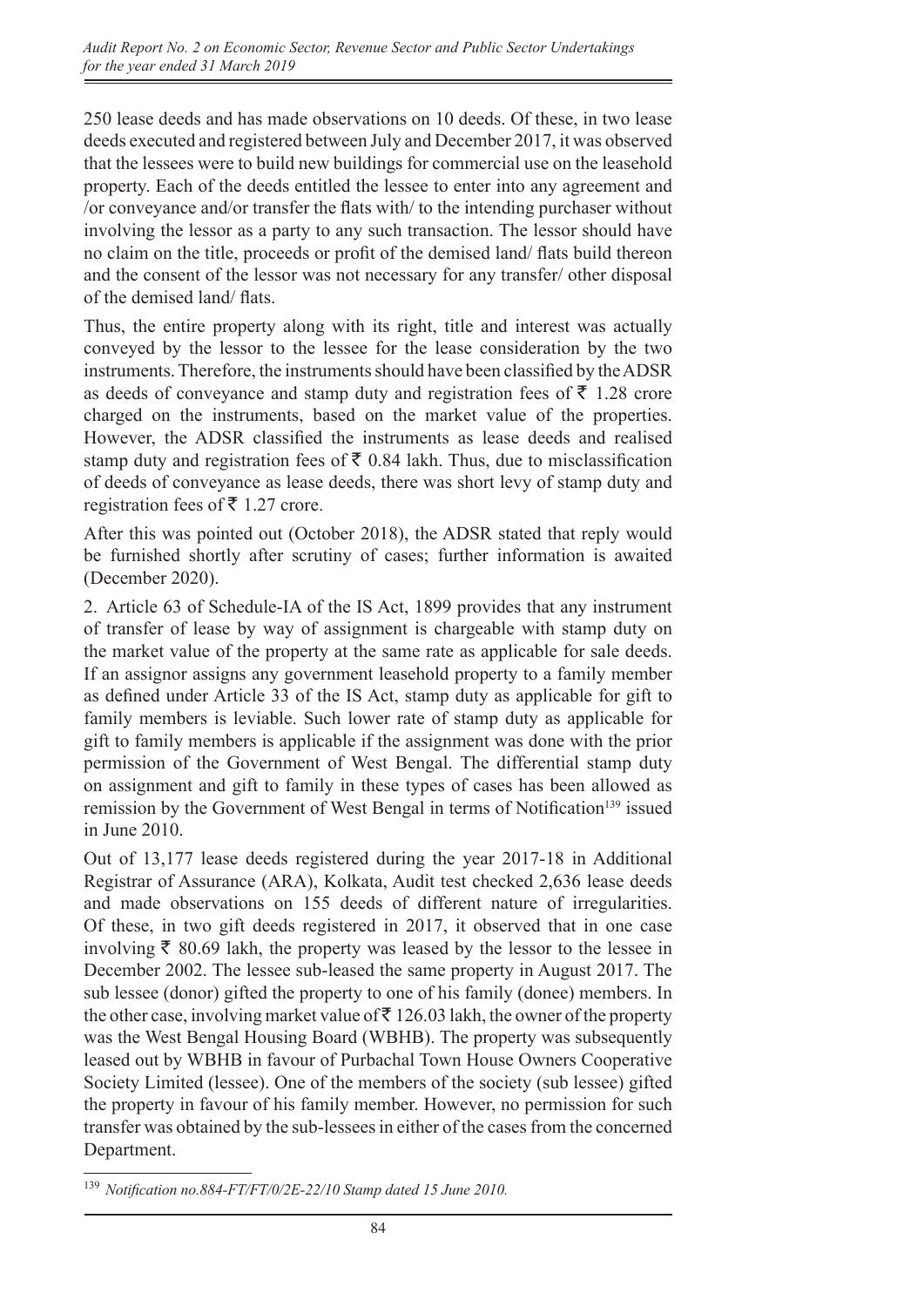250 lease deeds and has made observations on 10 deeds. Of these, in two lease deeds executed and registered between July and December 2017, it was observed that the lessees were to build new buildings for commercial use on the leasehold property. Each of the deeds entitled the lessee to enter into any agreement and /or conveyance and/or transfer the flats with/ to the intending purchaser without involving the lessor as a party to any such transaction. The lessor should have no claim on the title, proceeds or profit of the demised land/ flats build thereon and the consent of the lessor was not necessary for any transfer/ other disposal of the demised land/ flats.

Thus, the entire property along with its right, title and interest was actually conveyed by the lessor to the lessee for the lease consideration by the two instruments. Therefore, the instruments should have been classified by the ADSR as deeds of conveyance and stamp duty and registration fees of ₹ 1.28 crore charged on the instruments, based on the market value of the properties. However, the ADSR classified the instruments as lease deeds and realised stamp duty and registration fees of ₹ 0.84 lakh. Thus, due to misclassification of deeds of conveyance as lease deeds, there was short levy of stamp duty and registration fees of ₹ 1.27 crore.

After this was pointed out (October 2018), the ADSR stated that reply would be furnished shortly after scrutiny of cases; further information is awaited (December 2020).

2. Article 63 of Schedule-IA of the IS Act, 1899 provides that any instrument of transfer of lease by way of assignment is chargeable with stamp duty on the market value of the property at the same rate as applicable for sale deeds. If an assignor assigns any government leasehold property to a family member as defined under Article 33 of the IS Act, stamp duty as applicable for gift to family members is leviable. Such lower rate of stamp duty as applicable for gift to family members is applicable if the assignment was done with the prior permission of the Government of West Bengal. The differential stamp duty on assignment and gift to family in these types of cases has been allowed as remission by the Government of West Bengal in terms of Notification[139] issued in June 2010.

Out of 13,177 lease deeds registered during the year 2017-18 in Additional Registrar of Assurance (ARA), Kolkata, Audit test checked 2,636 lease deeds and made observations on 155 deeds of different nature of irregularities. Of these, in two gift deeds registered in 2017, it observed that in one case involving ₹ 80.69 lakh, the property was leased by the lessor to the lessee in December 2002. The lessee sub-leased the same property in August 2017. The sub lessee (donor) gifted the property to one of his family (donee) members. In the other case, involving market value of ₹ 126.03 lakh, the owner of the property was the West Bengal Housing Board (WBHB). The property was subsequently leased out by WBHB in favour of Purbachal Town House Owners Cooperative Society Limited (lessee). One of the members of the society (sub lessee) gifted the property in favour of his family member. However, no permission for such transfer was obtained by the sub-lessees in either of the cases from the concerned Department.

[139] *Notification no.884-FT/FT/0/2E-22/10 Stamp dated 15 June 2010.*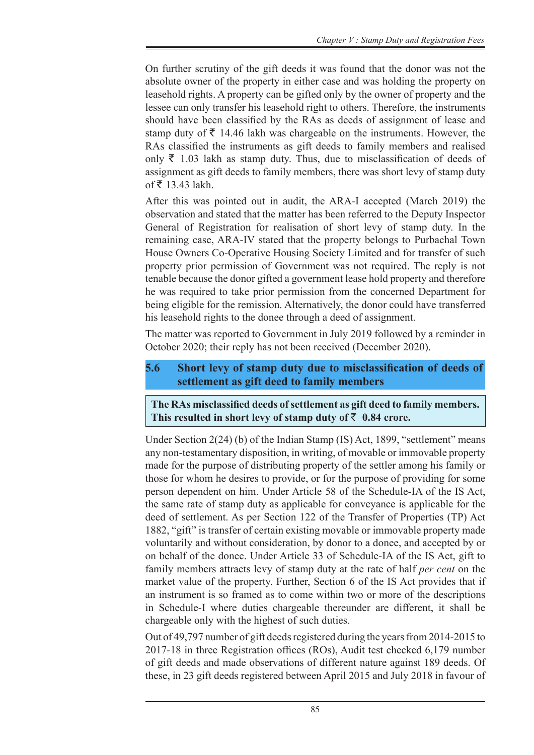On further scrutiny of the gift deeds it was found that the donor was not the absolute owner of the property in either case and was holding the property on leasehold rights. A property can be gifted only by the owner of property and the lessee can only transfer his leasehold right to others. Therefore, the instruments should have been classified by the RAs as deeds of assignment of lease and stamp duty of ₹ 14.46 lakh was chargeable on the instruments. However, the RAs classified the instruments as gift deeds to family members and realised only ₹ 1.03 lakh as stamp duty. Thus, due to misclassification of deeds of assignment as gift deeds to family members, there was short levy of stamp duty of ₹ 13.43 lakh.

After this was pointed out in audit, the ARA-I accepted (March 2019) the observation and stated that the matter has been referred to the Deputy Inspector General of Registration for realisation of short levy of stamp duty. In the remaining case, ARA-IV stated that the property belongs to Purbachal Town House Owners Co-Operative Housing Society Limited and for transfer of such property prior permission of Government was not required. The reply is not tenable because the donor gifted a government lease hold property and therefore he was required to take prior permission from the concerned Department for being eligible for the remission. Alternatively, the donor could have transferred his leasehold rights to the donee through a deed of assignment.

The matter was reported to Government in July 2019 followed by a reminder in October 2020; their reply has not been received (December 2020).

## 5.6 Short levy of stamp duty due to misclassification of deeds of settlement as gift deed to family members

**The RAs misclassified deeds of settlement as gift deed to family members. This resulted in short levy of stamp duty of ₹ 0.84 crore.**

Under Section 2(24) (b) of the Indian Stamp (IS) Act, 1899, "settlement" means any non-testamentary disposition, in writing, of movable or immovable property made for the purpose of distributing property of the settler among his family or those for whom he desires to provide, or for the purpose of providing for some person dependent on him. Under Article 58 of the Schedule-IA of the IS Act, the same rate of stamp duty as applicable for conveyance is applicable for the deed of settlement. As per Section 122 of the Transfer of Properties (TP) Act 1882, "gift" is transfer of certain existing movable or immovable property made voluntarily and without consideration, by donor to a donee, and accepted by or on behalf of the donee. Under Article 33 of Schedule-IA of the IS Act, gift to family members attracts levy of stamp duty at the rate of half *per cent* on the market value of the property. Further, Section 6 of the IS Act provides that if an instrument is so framed as to come within two or more of the descriptions in Schedule-I where duties chargeable thereunder are different, it shall be chargeable only with the highest of such duties.

Out of 49,797 number of gift deeds registered during the years from 2014-2015 to 2017-18 in three Registration offices (ROs), Audit test checked 6,179 number of gift deeds and made observations of different nature against 189 deeds. Of these, in 23 gift deeds registered between April 2015 and July 2018 in favour of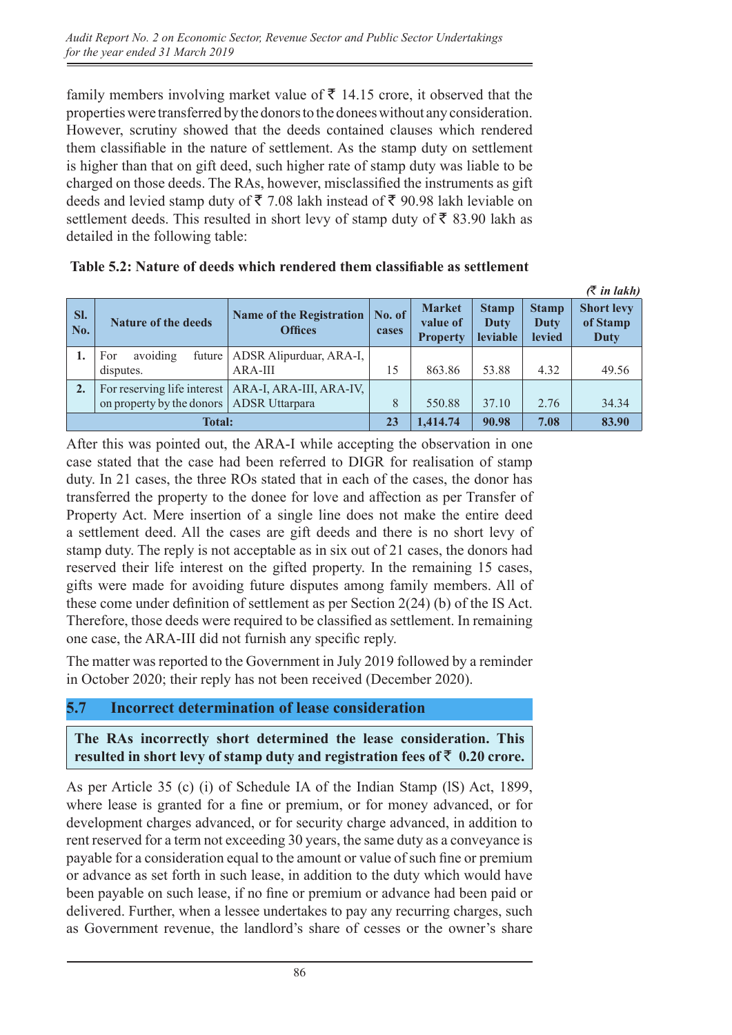family members involving market value of ₹ 14.15 crore, it observed that the properties were transferred by the donors to the donees without any consideration. However, scrutiny showed that the deeds contained clauses which rendered them classifiable in the nature of settlement. As the stamp duty on settlement is higher than that on gift deed, such higher rate of stamp duty was liable to be charged on those deeds. The RAs, however, misclassified the instruments as gift deeds and levied stamp duty of ₹ 7.08 lakh instead of ₹ 90.98 lakh leviable on settlement deeds. This resulted in short levy of stamp duty of ₹ 83.90 lakh as detailed in the following table:

**Table 5.2: Nature of deeds which rendered them classifiable as settlement**

*(₹ in lakh)*

| Sl. No. | Nature of the deeds | Name of the Registration Offices | No. of cases | Market value of Property | Stamp Duty leviable | Stamp Duty levied | Short levy of Stamp Duty |
|---|---|---|---|---|---|---|---|
| 1. | For avoiding future disputes. | ADSR Alipurduar, ARA-I, ARA-III | 15 | 863.86 | 53.88 | 4.32 | 49.56 |
| 2. | For reserving life interest on property by the donors | ARA-I, ARA-III, ARA-IV, ADSR Uttarpara | 8 | 550.88 | 37.10 | 2.76 | 34.34 |
| **Total:** | | | **23** | **1,414.74** | **90.98** | **7.08** | **83.90** |

After this was pointed out, the ARA-I while accepting the observation in one case stated that the case had been referred to DIGR for realisation of stamp duty. In 21 cases, the three ROs stated that in each of the cases, the donor has transferred the property to the donee for love and affection as per Transfer of Property Act. Mere insertion of a single line does not make the entire deed a settlement deed. All the cases are gift deeds and there is no short levy of stamp duty. The reply is not acceptable as in six out of 21 cases, the donors had reserved their life interest on the gifted property. In the remaining 15 cases, gifts were made for avoiding future disputes among family members. All of these come under definition of settlement as per Section 2(24) (b) of the IS Act. Therefore, those deeds were required to be classified as settlement. In remaining one case, the ARA-III did not furnish any specific reply.

The matter was reported to the Government in July 2019 followed by a reminder in October 2020; their reply has not been received (December 2020).

## 5.7 Incorrect determination of lease consideration

**The RAs incorrectly short determined the lease consideration. This resulted in short levy of stamp duty and registration fees of ₹ 0.20 crore.**

As per Article 35 (c) (i) of Schedule IA of the Indian Stamp (IS) Act, 1899, where lease is granted for a fine or premium, or for money advanced, or for development charges advanced, or for security charge advanced, in addition to rent reserved for a term not exceeding 30 years, the same duty as a conveyance is payable for a consideration equal to the amount or value of such fine or premium or advance as set forth in such lease, in addition to the duty which would have been payable on such lease, if no fine or premium or advance had been paid or delivered. Further, when a lessee undertakes to pay any recurring charges, such as Government revenue, the landlord's share of cesses or the owner's share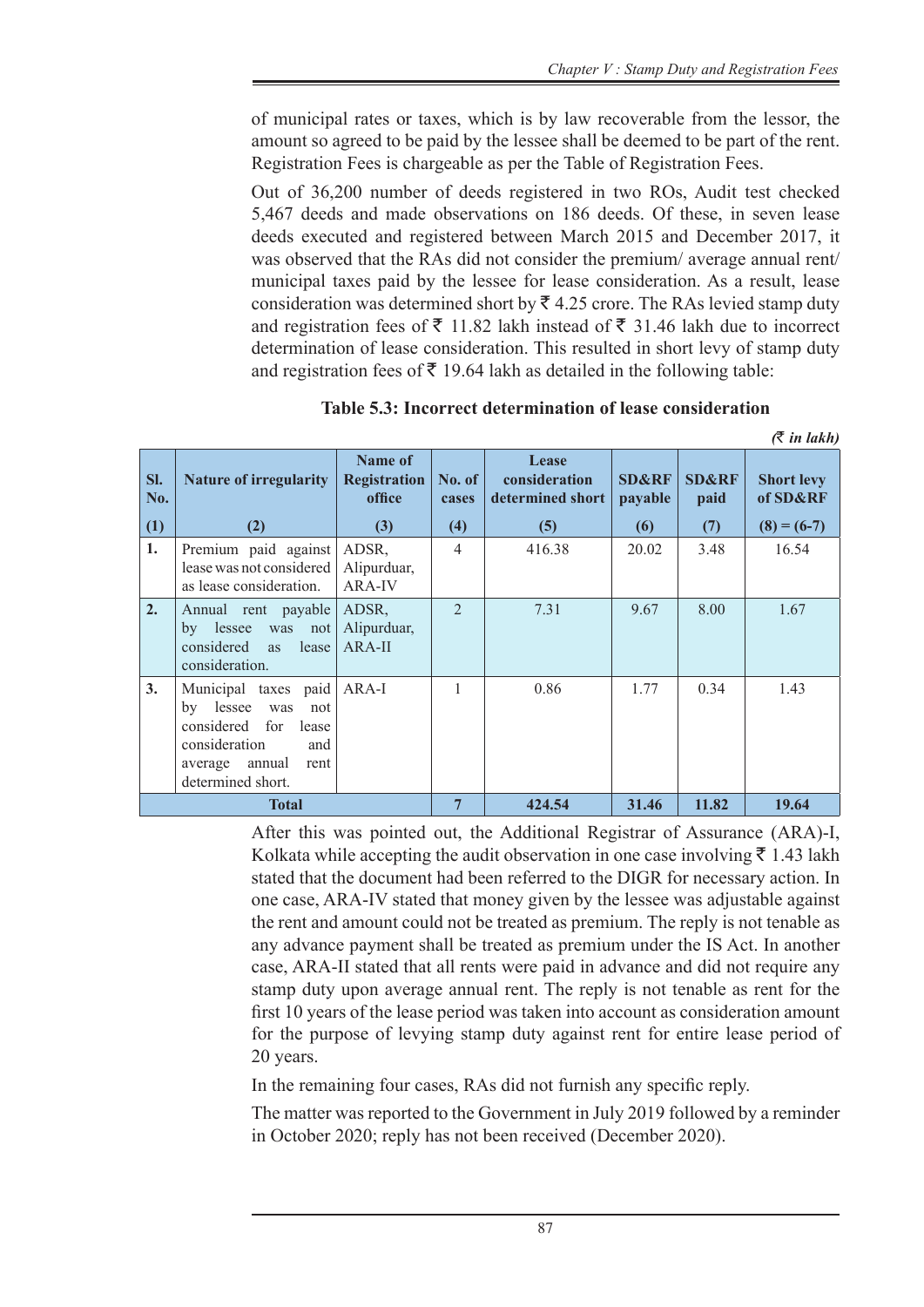of municipal rates or taxes, which is by law recoverable from the lessor, the amount so agreed to be paid by the lessee shall be deemed to be part of the rent. Registration Fees is chargeable as per the Table of Registration Fees.

Out of 36,200 number of deeds registered in two ROs, Audit test checked 5,467 deeds and made observations on 186 deeds. Of these, in seven lease deeds executed and registered between March 2015 and December 2017, it was observed that the RAs did not consider the premium/ average annual rent/ municipal taxes paid by the lessee for lease consideration. As a result, lease consideration was determined short by ₹ 4.25 crore. The RAs levied stamp duty and registration fees of ₹ 11.82 lakh instead of ₹ 31.46 lakh due to incorrect determination of lease consideration. This resulted in short levy of stamp duty and registration fees of ₹ 19.64 lakh as detailed in the following table:

**Table 5.3: Incorrect determination of lease consideration**

*(₹ in lakh)*

| Sl. No. | Nature of irregularity | Name of Registration office | No. of cases | Lease consideration determined short | SD&RF payable | SD&RF paid | Short levy of SD&RF |
|---|---|---|---|---|---|---|---|
| (1) | (2) | (3) | (4) | (5) | (6) | (7) | (8) = (6-7) |
| 1. | Premium paid against lease was not considered as lease consideration. | ADSR, Alipurduar, ARA-IV | 4 | 416.38 | 20.02 | 3.48 | 16.54 |
| 2. | Annual rent payable by lessee was not considered as lease consideration. | ADSR, Alipurduar, ARA-II | 2 | 7.31 | 9.67 | 8.00 | 1.67 |
| 3. | Municipal taxes paid by lessee was not considered for lease consideration and average annual rent determined short. | ARA-I | 1 | 0.86 | 1.77 | 0.34 | 1.43 |
| **Total** | | | **7** | **424.54** | **31.46** | **11.82** | **19.64** |

After this was pointed out, the Additional Registrar of Assurance (ARA)-I, Kolkata while accepting the audit observation in one case involving ₹ 1.43 lakh stated that the document had been referred to the DIGR for necessary action. In one case, ARA-IV stated that money given by the lessee was adjustable against the rent and amount could not be treated as premium. The reply is not tenable as any advance payment shall be treated as premium under the IS Act. In another case, ARA-II stated that all rents were paid in advance and did not require any stamp duty upon average annual rent. The reply is not tenable as rent for the first 10 years of the lease period was taken into account as consideration amount for the purpose of levying stamp duty against rent for entire lease period of 20 years.

In the remaining four cases, RAs did not furnish any specific reply.

The matter was reported to the Government in July 2019 followed by a reminder in October 2020; reply has not been received (December 2020).